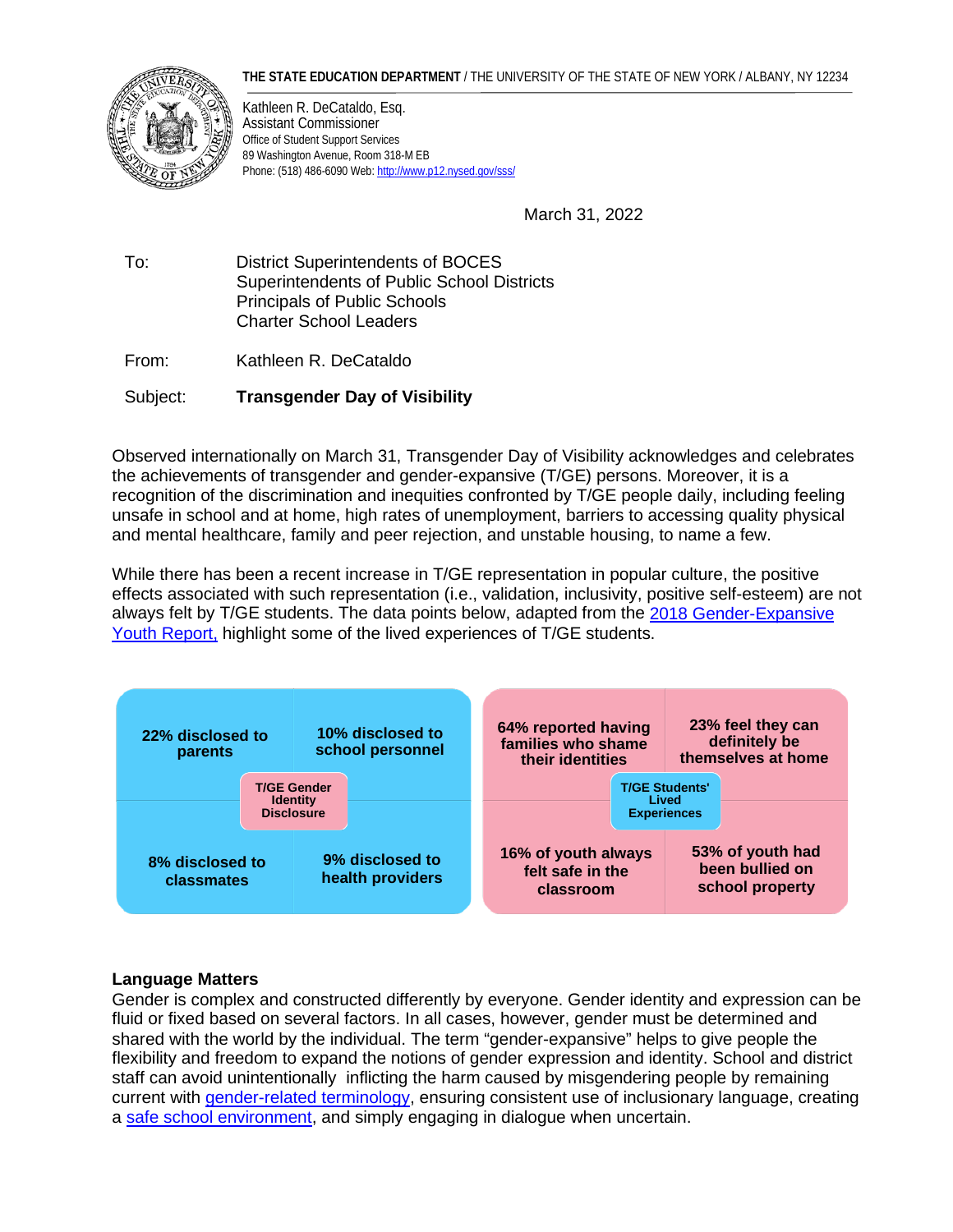**THE STATE EDUCATION DEPARTMENT** / THE UNIVERSITY OF THE STATE OF NEW YORK / ALBANY, NY 12234

Kathleen R. DeCataldo, Esq.
Assistant Commissioner
Office of Student Support Services
89 Washington Avenue, Room 318-M EB
Phone: (518) 486-6090 Web: [http://www.p12.nysed.gov/sss/](http://www.p12.nysed.gov/sss/)

March 31, 2022

To: District Superintendents of BOCES
Superintendents of Public School Districts
Principals of Public Schools
Charter School Leaders

From: Kathleen R. DeCataldo

Subject: **Transgender Day of Visibility**

Observed internationally on March 31, Transgender Day of Visibility acknowledges and celebrates the achievements of transgender and gender-expansive (T/GE) persons. Moreover, it is a recognition of the discrimination and inequities confronted by T/GE people daily, including feeling unsafe in school and at home, high rates of unemployment, barriers to accessing quality physical and mental healthcare, family and peer rejection, and unstable housing, to name a few.

While there has been a recent increase in T/GE representation in popular culture, the positive effects associated with such representation (i.e., validation, inclusivity, positive self-esteem) are not always felt by T/GE students. The data points below, adapted from the [2018 Gender-Expansive Youth Report,](#) highlight some of the lived experiences of T/GE students.

**T/GE Gender Identity Disclosure**

| | |
|---|---|
| **22% disclosed to parents** | **10% disclosed to school personnel** |
| **8% disclosed to classmates** | **9% disclosed to health providers** |

**T/GE Students' Lived Experiences**

| | |
|---|---|
| **64% reported having families who shame their identities** | **23% feel they can definitely be themselves at home** |
| **16% of youth always felt safe in the classroom** | **53% of youth had been bullied on school property** |

**Language Matters**

Gender is complex and constructed differently by everyone. Gender identity and expression can be fluid or fixed based on several factors. In all cases, however, gender must be determined and shared with the world by the individual. The term "gender-expansive" helps to give people the flexibility and freedom to expand the notions of gender expression and identity. School and district staff can avoid unintentionally inflicting the harm caused by misgendering people by remaining current with [gender-related terminology](#), ensuring consistent use of inclusionary language, creating a [safe school environment](#), and simply engaging in dialogue when uncertain.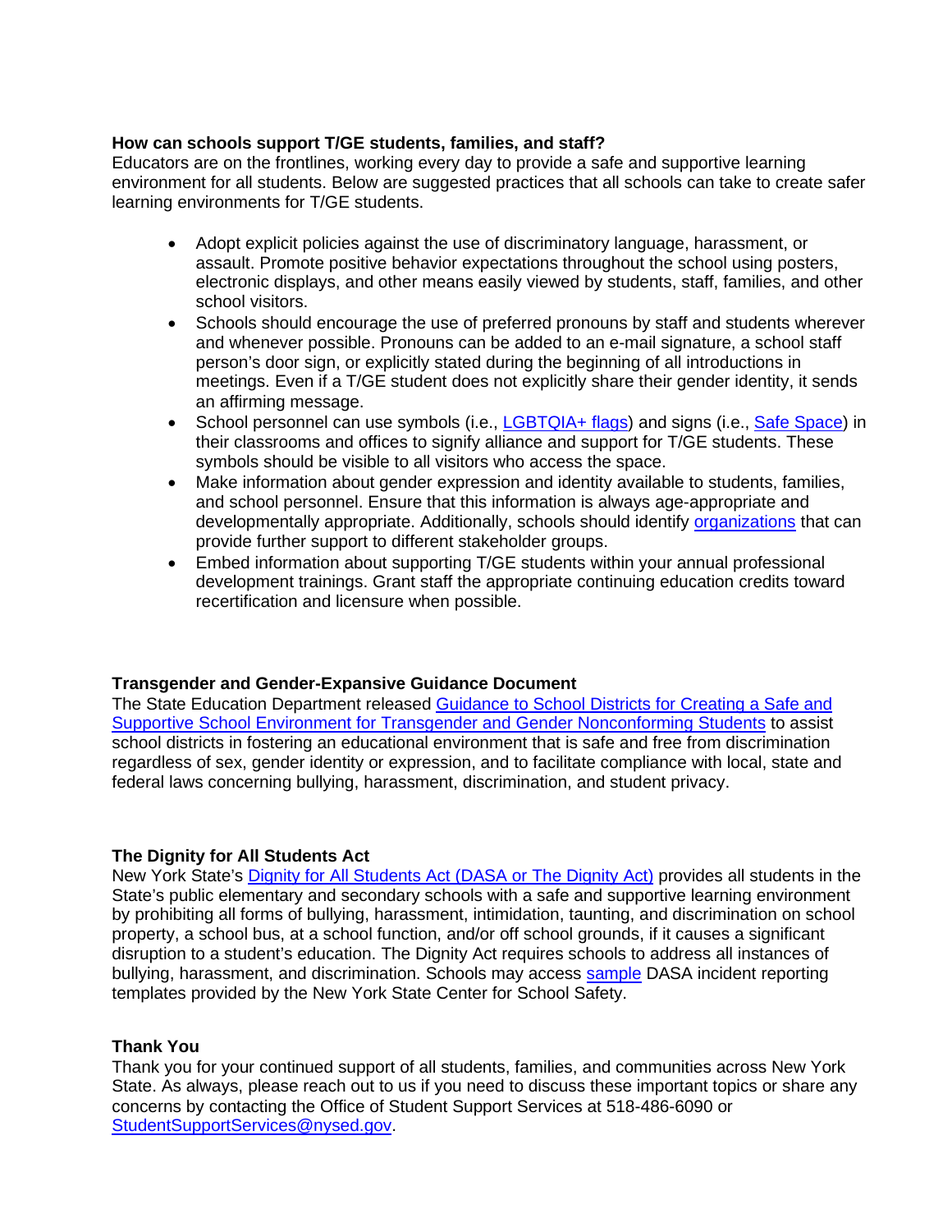**How can schools support T/GE students, families, and staff?**

Educators are on the frontlines, working every day to provide a safe and supportive learning environment for all students. Below are suggested practices that all schools can take to create safer learning environments for T/GE students.

- Adopt explicit policies against the use of discriminatory language, harassment, or assault. Promote positive behavior expectations throughout the school using posters, electronic displays, and other means easily viewed by students, staff, families, and other school visitors.
- Schools should encourage the use of preferred pronouns by staff and students wherever and whenever possible. Pronouns can be added to an e-mail signature, a school staff person's door sign, or explicitly stated during the beginning of all introductions in meetings. Even if a T/GE student does not explicitly share their gender identity, it sends an affirming message.
- School personnel can use symbols (i.e., LGBTQIA+ flags) and signs (i.e., Safe Space) in their classrooms and offices to signify alliance and support for T/GE students. These symbols should be visible to all visitors who access the space.
- Make information about gender expression and identity available to students, families, and school personnel. Ensure that this information is always age-appropriate and developmentally appropriate. Additionally, schools should identify organizations that can provide further support to different stakeholder groups.
- Embed information about supporting T/GE students within your annual professional development trainings. Grant staff the appropriate continuing education credits toward recertification and licensure when possible.

**Transgender and Gender-Expansive Guidance Document**

The State Education Department released Guidance to School Districts for Creating a Safe and Supportive School Environment for Transgender and Gender Nonconforming Students to assist school districts in fostering an educational environment that is safe and free from discrimination regardless of sex, gender identity or expression, and to facilitate compliance with local, state and federal laws concerning bullying, harassment, discrimination, and student privacy.

**The Dignity for All Students Act**

New York State's Dignity for All Students Act (DASA or The Dignity Act) provides all students in the State's public elementary and secondary schools with a safe and supportive learning environment by prohibiting all forms of bullying, harassment, intimidation, taunting, and discrimination on school property, a school bus, at a school function, and/or off school grounds, if it causes a significant disruption to a student's education. The Dignity Act requires schools to address all instances of bullying, harassment, and discrimination. Schools may access sample DASA incident reporting templates provided by the New York State Center for School Safety.

**Thank You**

Thank you for your continued support of all students, families, and communities across New York State. As always, please reach out to us if you need to discuss these important topics or share any concerns by contacting the Office of Student Support Services at 518-486-6090 or StudentSupportServices@nysed.gov.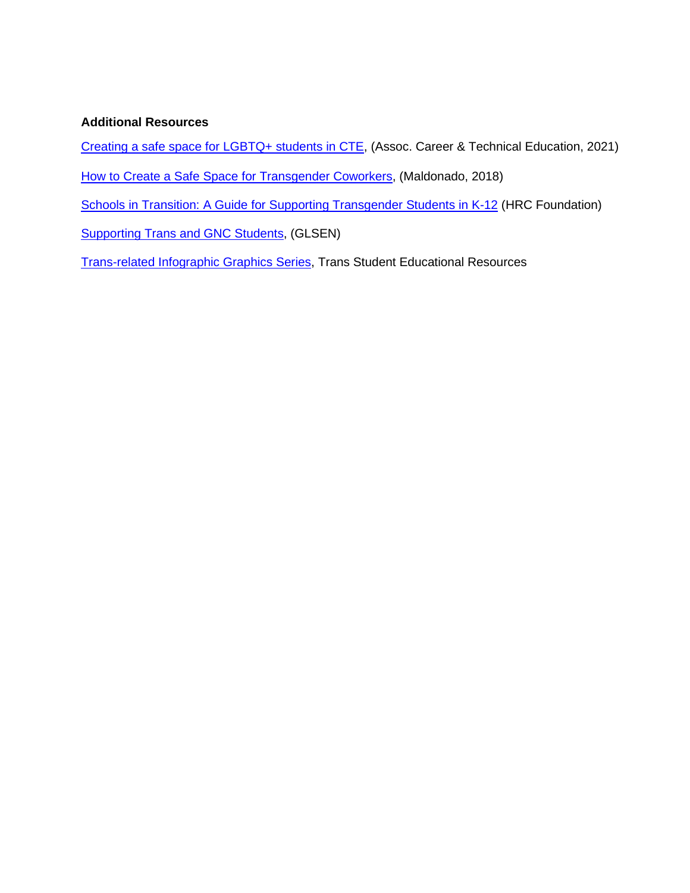**Additional Resources**

Creating a safe space for LGBTQ+ students in CTE, (Assoc. Career & Technical Education, 2021)

How to Create a Safe Space for Transgender Coworkers, (Maldonado, 2018)

Schools in Transition: A Guide for Supporting Transgender Students in K-12 (HRC Foundation)

Supporting Trans and GNC Students, (GLSEN)

Trans-related Infographic Graphics Series, Trans Student Educational Resources